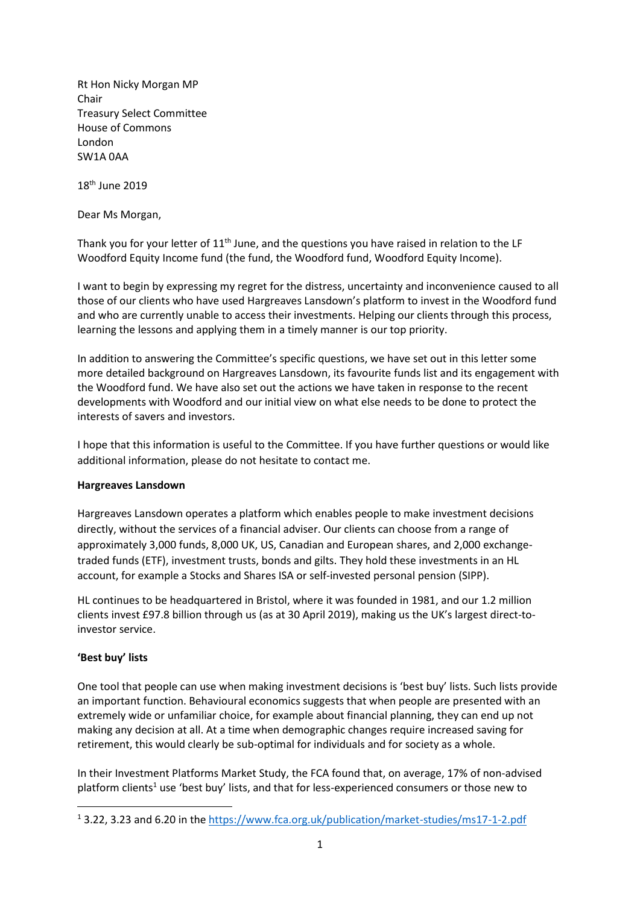Rt Hon Nicky Morgan MP
Chair
Treasury Select Committee
House of Commons
London
SW1A 0AA

18th June 2019

Dear Ms Morgan,

Thank you for your letter of 11th June, and the questions you have raised in relation to the LF Woodford Equity Income fund (the fund, the Woodford fund, Woodford Equity Income).

I want to begin by expressing my regret for the distress, uncertainty and inconvenience caused to all those of our clients who have used Hargreaves Lansdown's platform to invest in the Woodford fund and who are currently unable to access their investments. Helping our clients through this process, learning the lessons and applying them in a timely manner is our top priority.

In addition to answering the Committee's specific questions, we have set out in this letter some more detailed background on Hargreaves Lansdown, its favourite funds list and its engagement with the Woodford fund. We have also set out the actions we have taken in response to the recent developments with Woodford and our initial view on what else needs to be done to protect the interests of savers and investors.

I hope that this information is useful to the Committee. If you have further questions or would like additional information, please do not hesitate to contact me.

**Hargreaves Lansdown**

Hargreaves Lansdown operates a platform which enables people to make investment decisions directly, without the services of a financial adviser. Our clients can choose from a range of approximately 3,000 funds, 8,000 UK, US, Canadian and European shares, and 2,000 exchange-traded funds (ETF), investment trusts, bonds and gilts. They hold these investments in an HL account, for example a Stocks and Shares ISA or self-invested personal pension (SIPP).

HL continues to be headquartered in Bristol, where it was founded in 1981, and our 1.2 million clients invest £97.8 billion through us (as at 30 April 2019), making us the UK's largest direct-to-investor service.

**'Best buy' lists**

One tool that people can use when making investment decisions is 'best buy' lists. Such lists provide an important function. Behavioural economics suggests that when people are presented with an extremely wide or unfamiliar choice, for example about financial planning, they can end up not making any decision at all. At a time when demographic changes require increased saving for retirement, this would clearly be sub-optimal for individuals and for society as a whole.

In their Investment Platforms Market Study, the FCA found that, on average, 17% of non-advised platform clients[1] use 'best buy' lists, and that for less-experienced consumers or those new to

[1] 3.22, 3.23 and 6.20 in the https://www.fca.org.uk/publication/market-studies/ms17-1-2.pdf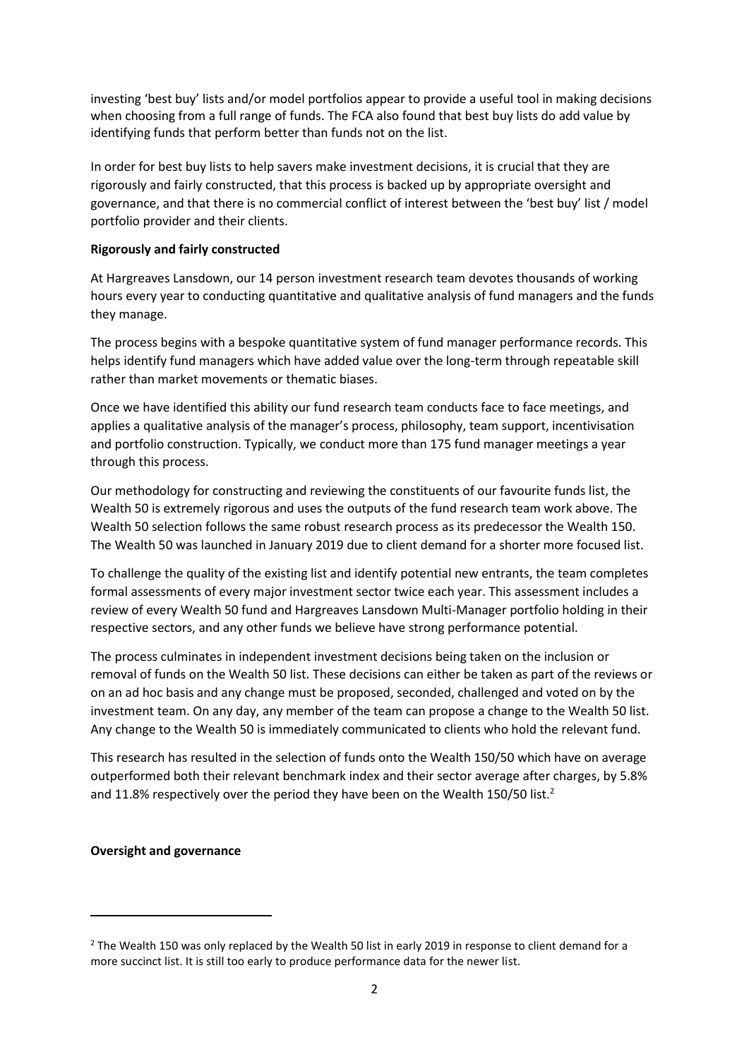investing 'best buy' lists and/or model portfolios appear to provide a useful tool in making decisions when choosing from a full range of funds. The FCA also found that best buy lists do add value by identifying funds that perform better than funds not on the list.

In order for best buy lists to help savers make investment decisions, it is crucial that they are rigorously and fairly constructed, that this process is backed up by appropriate oversight and governance, and that there is no commercial conflict of interest between the 'best buy' list / model portfolio provider and their clients.

**Rigorously and fairly constructed**

At Hargreaves Lansdown, our 14 person investment research team devotes thousands of working hours every year to conducting quantitative and qualitative analysis of fund managers and the funds they manage.

The process begins with a bespoke quantitative system of fund manager performance records. This helps identify fund managers which have added value over the long-term through repeatable skill rather than market movements or thematic biases.

Once we have identified this ability our fund research team conducts face to face meetings, and applies a qualitative analysis of the manager's process, philosophy, team support, incentivisation and portfolio construction. Typically, we conduct more than 175 fund manager meetings a year through this process.

Our methodology for constructing and reviewing the constituents of our favourite funds list, the Wealth 50 is extremely rigorous and uses the outputs of the fund research team work above. The Wealth 50 selection follows the same robust research process as its predecessor the Wealth 150. The Wealth 50 was launched in January 2019 due to client demand for a shorter more focused list.

To challenge the quality of the existing list and identify potential new entrants, the team completes formal assessments of every major investment sector twice each year. This assessment includes a review of every Wealth 50 fund and Hargreaves Lansdown Multi-Manager portfolio holding in their respective sectors, and any other funds we believe have strong performance potential.

The process culminates in independent investment decisions being taken on the inclusion or removal of funds on the Wealth 50 list. These decisions can either be taken as part of the reviews or on an ad hoc basis and any change must be proposed, seconded, challenged and voted on by the investment team. On any day, any member of the team can propose a change to the Wealth 50 list. Any change to the Wealth 50 is immediately communicated to clients who hold the relevant fund.

This research has resulted in the selection of funds onto the Wealth 150/50 which have on average outperformed both their relevant benchmark index and their sector average after charges, by 5.8% and 11.8% respectively over the period they have been on the Wealth 150/50 list.[2]

**Oversight and governance**

[2] The Wealth 150 was only replaced by the Wealth 50 list in early 2019 in response to client demand for a more succinct list. It is still too early to produce performance data for the newer list.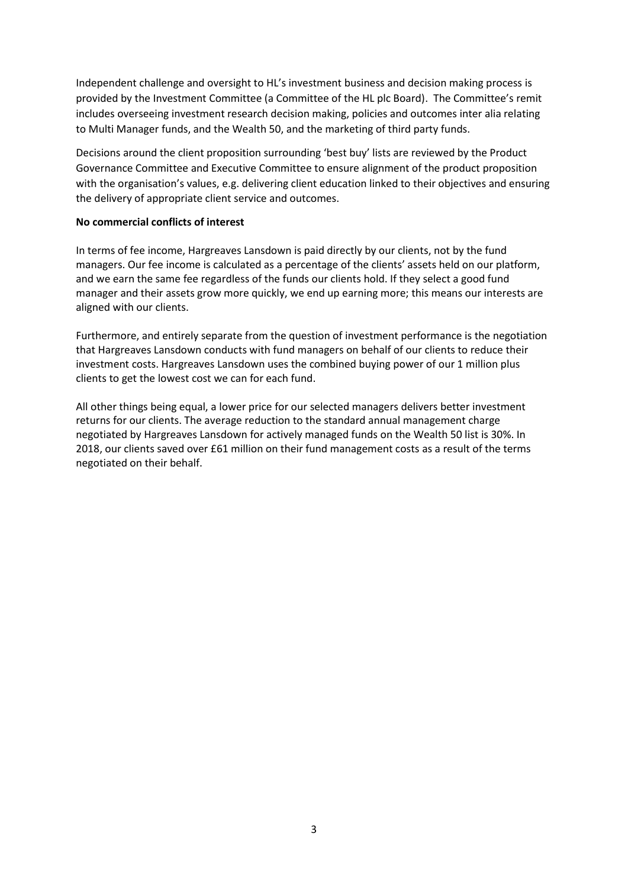Independent challenge and oversight to HL's investment business and decision making process is provided by the Investment Committee (a Committee of the HL plc Board). The Committee's remit includes overseeing investment research decision making, policies and outcomes inter alia relating to Multi Manager funds, and the Wealth 50, and the marketing of third party funds.

Decisions around the client proposition surrounding 'best buy' lists are reviewed by the Product Governance Committee and Executive Committee to ensure alignment of the product proposition with the organisation's values, e.g. delivering client education linked to their objectives and ensuring the delivery of appropriate client service and outcomes.

**No commercial conflicts of interest**

In terms of fee income, Hargreaves Lansdown is paid directly by our clients, not by the fund managers. Our fee income is calculated as a percentage of the clients' assets held on our platform, and we earn the same fee regardless of the funds our clients hold. If they select a good fund manager and their assets grow more quickly, we end up earning more; this means our interests are aligned with our clients.

Furthermore, and entirely separate from the question of investment performance is the negotiation that Hargreaves Lansdown conducts with fund managers on behalf of our clients to reduce their investment costs. Hargreaves Lansdown uses the combined buying power of our 1 million plus clients to get the lowest cost we can for each fund.

All other things being equal, a lower price for our selected managers delivers better investment returns for our clients. The average reduction to the standard annual management charge negotiated by Hargreaves Lansdown for actively managed funds on the Wealth 50 list is 30%. In 2018, our clients saved over £61 million on their fund management costs as a result of the terms negotiated on their behalf.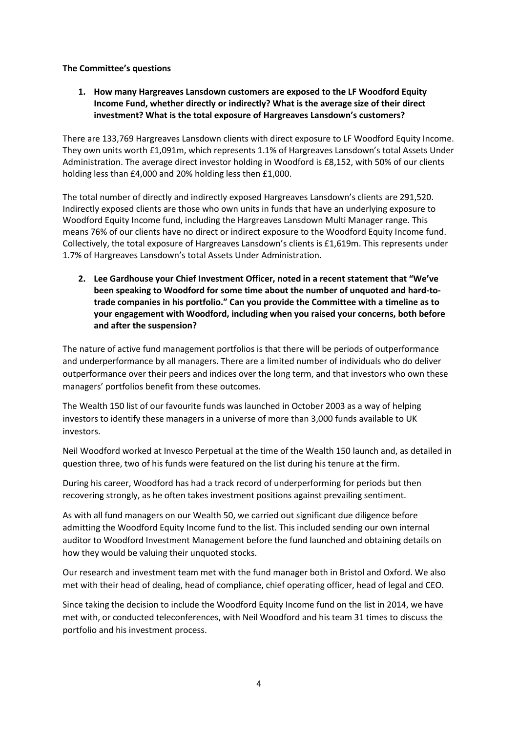**The Committee's questions**

1. **How many Hargreaves Lansdown customers are exposed to the LF Woodford Equity Income Fund, whether directly or indirectly? What is the average size of their direct investment? What is the total exposure of Hargreaves Lansdown's customers?**

There are 133,769 Hargreaves Lansdown clients with direct exposure to LF Woodford Equity Income. They own units worth £1,091m, which represents 1.1% of Hargreaves Lansdown's total Assets Under Administration. The average direct investor holding in Woodford is £8,152, with 50% of our clients holding less than £4,000 and 20% holding less then £1,000.

The total number of directly and indirectly exposed Hargreaves Lansdown's clients are 291,520. Indirectly exposed clients are those who own units in funds that have an underlying exposure to Woodford Equity Income fund, including the Hargreaves Lansdown Multi Manager range. This means 76% of our clients have no direct or indirect exposure to the Woodford Equity Income fund. Collectively, the total exposure of Hargreaves Lansdown's clients is £1,619m. This represents under 1.7% of Hargreaves Lansdown's total Assets Under Administration.

2. **Lee Gardhouse your Chief Investment Officer, noted in a recent statement that "We've been speaking to Woodford for some time about the number of unquoted and hard-to-trade companies in his portfolio." Can you provide the Committee with a timeline as to your engagement with Woodford, including when you raised your concerns, both before and after the suspension?**

The nature of active fund management portfolios is that there will be periods of outperformance and underperformance by all managers. There are a limited number of individuals who do deliver outperformance over their peers and indices over the long term, and that investors who own these managers' portfolios benefit from these outcomes.

The Wealth 150 list of our favourite funds was launched in October 2003 as a way of helping investors to identify these managers in a universe of more than 3,000 funds available to UK investors.

Neil Woodford worked at Invesco Perpetual at the time of the Wealth 150 launch and, as detailed in question three, two of his funds were featured on the list during his tenure at the firm.

During his career, Woodford has had a track record of underperforming for periods but then recovering strongly, as he often takes investment positions against prevailing sentiment.

As with all fund managers on our Wealth 50, we carried out significant due diligence before admitting the Woodford Equity Income fund to the list. This included sending our own internal auditor to Woodford Investment Management before the fund launched and obtaining details on how they would be valuing their unquoted stocks.

Our research and investment team met with the fund manager both in Bristol and Oxford. We also met with their head of dealing, head of compliance, chief operating officer, head of legal and CEO.

Since taking the decision to include the Woodford Equity Income fund on the list in 2014, we have met with, or conducted teleconferences, with Neil Woodford and his team 31 times to discuss the portfolio and his investment process.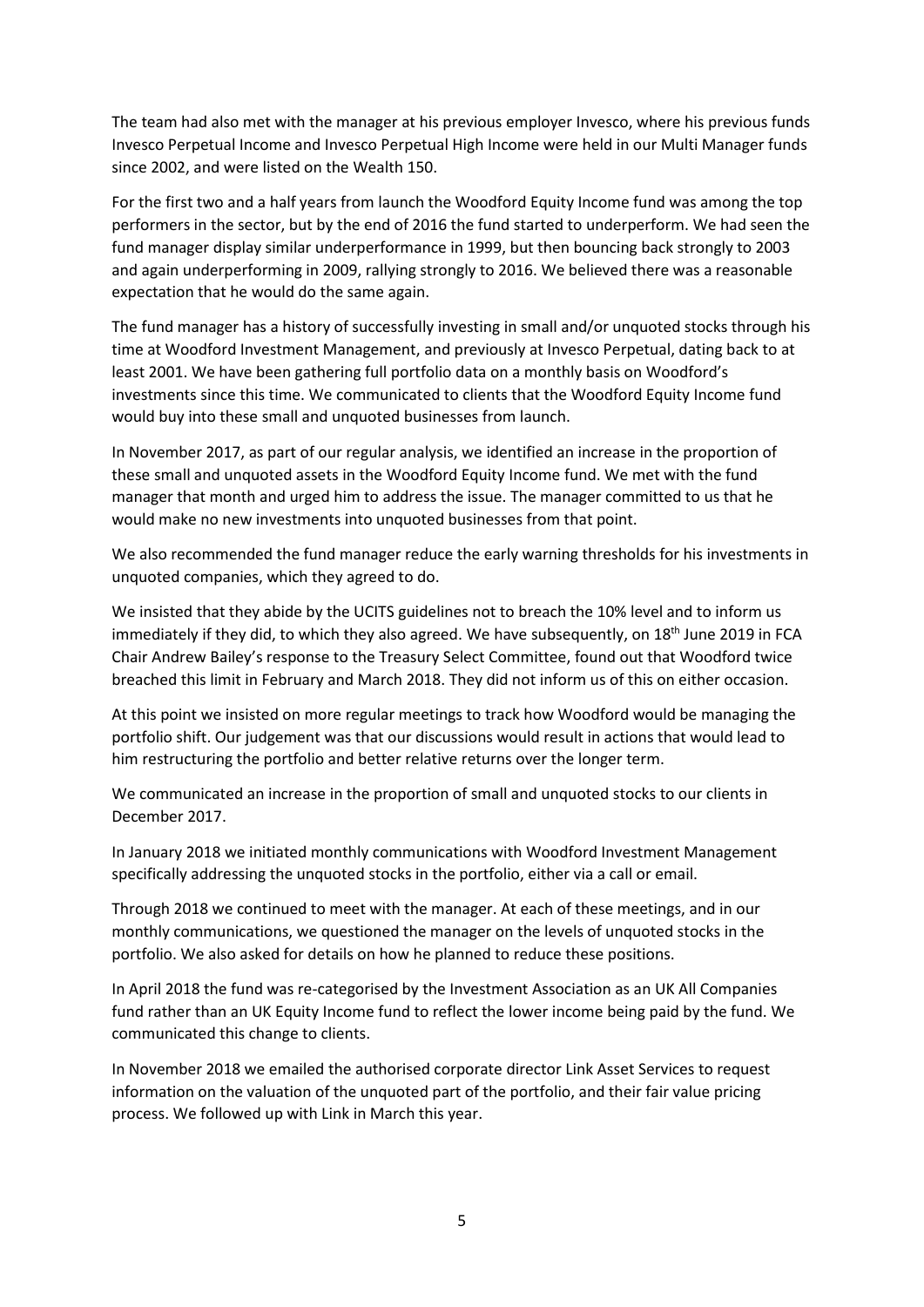The team had also met with the manager at his previous employer Invesco, where his previous funds Invesco Perpetual Income and Invesco Perpetual High Income were held in our Multi Manager funds since 2002, and were listed on the Wealth 150.

For the first two and a half years from launch the Woodford Equity Income fund was among the top performers in the sector, but by the end of 2016 the fund started to underperform. We had seen the fund manager display similar underperformance in 1999, but then bouncing back strongly to 2003 and again underperforming in 2009, rallying strongly to 2016. We believed there was a reasonable expectation that he would do the same again.

The fund manager has a history of successfully investing in small and/or unquoted stocks through his time at Woodford Investment Management, and previously at Invesco Perpetual, dating back to at least 2001. We have been gathering full portfolio data on a monthly basis on Woodford's investments since this time. We communicated to clients that the Woodford Equity Income fund would buy into these small and unquoted businesses from launch.

In November 2017, as part of our regular analysis, we identified an increase in the proportion of these small and unquoted assets in the Woodford Equity Income fund. We met with the fund manager that month and urged him to address the issue. The manager committed to us that he would make no new investments into unquoted businesses from that point.

We also recommended the fund manager reduce the early warning thresholds for his investments in unquoted companies, which they agreed to do.

We insisted that they abide by the UCITS guidelines not to breach the 10% level and to inform us immediately if they did, to which they also agreed. We have subsequently, on 18th June 2019 in FCA Chair Andrew Bailey's response to the Treasury Select Committee, found out that Woodford twice breached this limit in February and March 2018. They did not inform us of this on either occasion.

At this point we insisted on more regular meetings to track how Woodford would be managing the portfolio shift. Our judgement was that our discussions would result in actions that would lead to him restructuring the portfolio and better relative returns over the longer term.

We communicated an increase in the proportion of small and unquoted stocks to our clients in December 2017.

In January 2018 we initiated monthly communications with Woodford Investment Management specifically addressing the unquoted stocks in the portfolio, either via a call or email.

Through 2018 we continued to meet with the manager. At each of these meetings, and in our monthly communications, we questioned the manager on the levels of unquoted stocks in the portfolio. We also asked for details on how he planned to reduce these positions.

In April 2018 the fund was re-categorised by the Investment Association as an UK All Companies fund rather than an UK Equity Income fund to reflect the lower income being paid by the fund. We communicated this change to clients.

In November 2018 we emailed the authorised corporate director Link Asset Services to request information on the valuation of the unquoted part of the portfolio, and their fair value pricing process. We followed up with Link in March this year.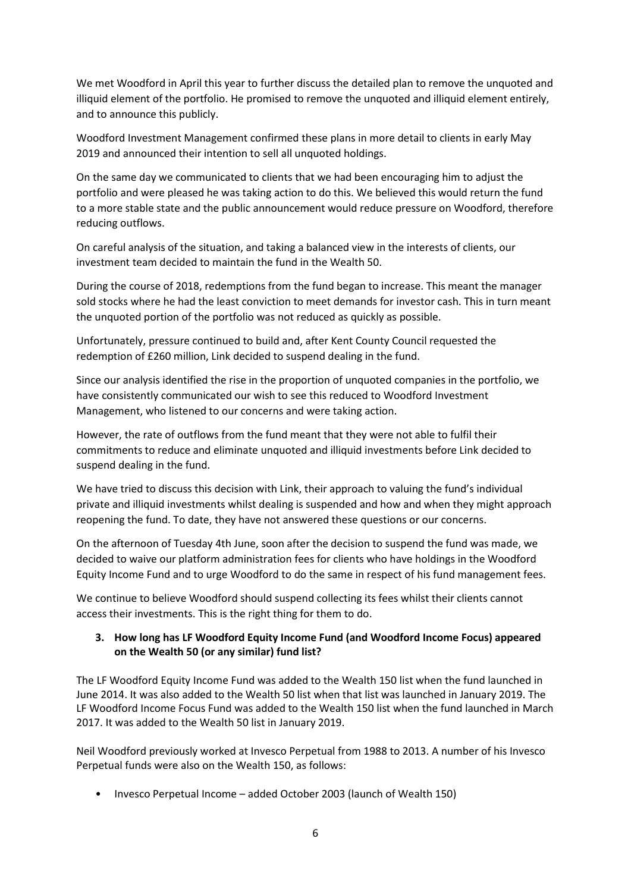We met Woodford in April this year to further discuss the detailed plan to remove the unquoted and illiquid element of the portfolio. He promised to remove the unquoted and illiquid element entirely, and to announce this publicly.

Woodford Investment Management confirmed these plans in more detail to clients in early May 2019 and announced their intention to sell all unquoted holdings.

On the same day we communicated to clients that we had been encouraging him to adjust the portfolio and were pleased he was taking action to do this. We believed this would return the fund to a more stable state and the public announcement would reduce pressure on Woodford, therefore reducing outflows.

On careful analysis of the situation, and taking a balanced view in the interests of clients, our investment team decided to maintain the fund in the Wealth 50.

During the course of 2018, redemptions from the fund began to increase. This meant the manager sold stocks where he had the least conviction to meet demands for investor cash. This in turn meant the unquoted portion of the portfolio was not reduced as quickly as possible.

Unfortunately, pressure continued to build and, after Kent County Council requested the redemption of £260 million, Link decided to suspend dealing in the fund.

Since our analysis identified the rise in the proportion of unquoted companies in the portfolio, we have consistently communicated our wish to see this reduced to Woodford Investment Management, who listened to our concerns and were taking action.

However, the rate of outflows from the fund meant that they were not able to fulfil their commitments to reduce and eliminate unquoted and illiquid investments before Link decided to suspend dealing in the fund.

We have tried to discuss this decision with Link, their approach to valuing the fund's individual private and illiquid investments whilst dealing is suspended and how and when they might approach reopening the fund. To date, they have not answered these questions or our concerns.

On the afternoon of Tuesday 4th June, soon after the decision to suspend the fund was made, we decided to waive our platform administration fees for clients who have holdings in the Woodford Equity Income Fund and to urge Woodford to do the same in respect of his fund management fees.

We continue to believe Woodford should suspend collecting its fees whilst their clients cannot access their investments. This is the right thing for them to do.

**3. How long has LF Woodford Equity Income Fund (and Woodford Income Focus) appeared on the Wealth 50 (or any similar) fund list?**

The LF Woodford Equity Income Fund was added to the Wealth 150 list when the fund launched in June 2014. It was also added to the Wealth 50 list when that list was launched in January 2019. The LF Woodford Income Focus Fund was added to the Wealth 150 list when the fund launched in March 2017. It was added to the Wealth 50 list in January 2019.

Neil Woodford previously worked at Invesco Perpetual from 1988 to 2013. A number of his Invesco Perpetual funds were also on the Wealth 150, as follows:

- Invesco Perpetual Income – added October 2003 (launch of Wealth 150)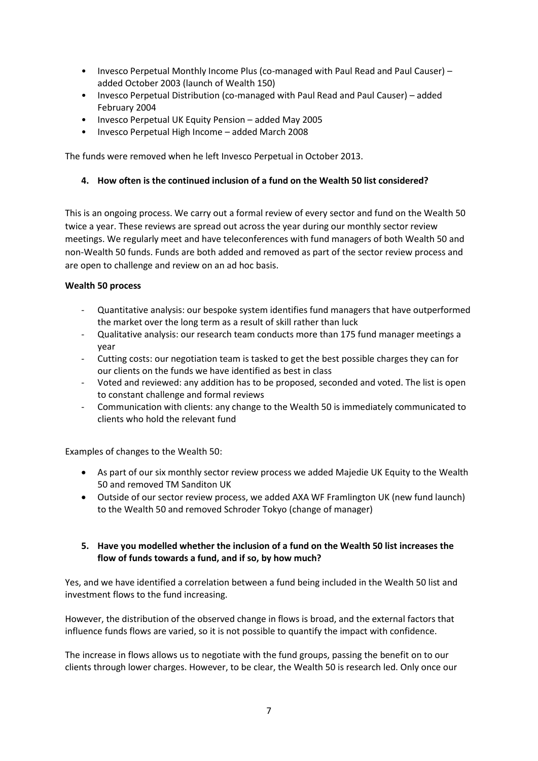- Invesco Perpetual Monthly Income Plus (co-managed with Paul Read and Paul Causer) – added October 2003 (launch of Wealth 150)
- Invesco Perpetual Distribution (co-managed with Paul Read and Paul Causer) – added February 2004
- Invesco Perpetual UK Equity Pension – added May 2005
- Invesco Perpetual High Income – added March 2008

The funds were removed when he left Invesco Perpetual in October 2013.

**4. How often is the continued inclusion of a fund on the Wealth 50 list considered?**

This is an ongoing process. We carry out a formal review of every sector and fund on the Wealth 50 twice a year. These reviews are spread out across the year during our monthly sector review meetings. We regularly meet and have teleconferences with fund managers of both Wealth 50 and non-Wealth 50 funds. Funds are both added and removed as part of the sector review process and are open to challenge and review on an ad hoc basis.

**Wealth 50 process**

- Quantitative analysis: our bespoke system identifies fund managers that have outperformed the market over the long term as a result of skill rather than luck
- Qualitative analysis: our research team conducts more than 175 fund manager meetings a year
- Cutting costs: our negotiation team is tasked to get the best possible charges they can for our clients on the funds we have identified as best in class
- Voted and reviewed: any addition has to be proposed, seconded and voted. The list is open to constant challenge and formal reviews
- Communication with clients: any change to the Wealth 50 is immediately communicated to clients who hold the relevant fund

Examples of changes to the Wealth 50:

- As part of our six monthly sector review process we added Majedie UK Equity to the Wealth 50 and removed TM Sanditon UK
- Outside of our sector review process, we added AXA WF Framlington UK (new fund launch) to the Wealth 50 and removed Schroder Tokyo (change of manager)

**5. Have you modelled whether the inclusion of a fund on the Wealth 50 list increases the flow of funds towards a fund, and if so, by how much?**

Yes, and we have identified a correlation between a fund being included in the Wealth 50 list and investment flows to the fund increasing.

However, the distribution of the observed change in flows is broad, and the external factors that influence funds flows are varied, so it is not possible to quantify the impact with confidence.

The increase in flows allows us to negotiate with the fund groups, passing the benefit on to our clients through lower charges. However, to be clear, the Wealth 50 is research led. Only once our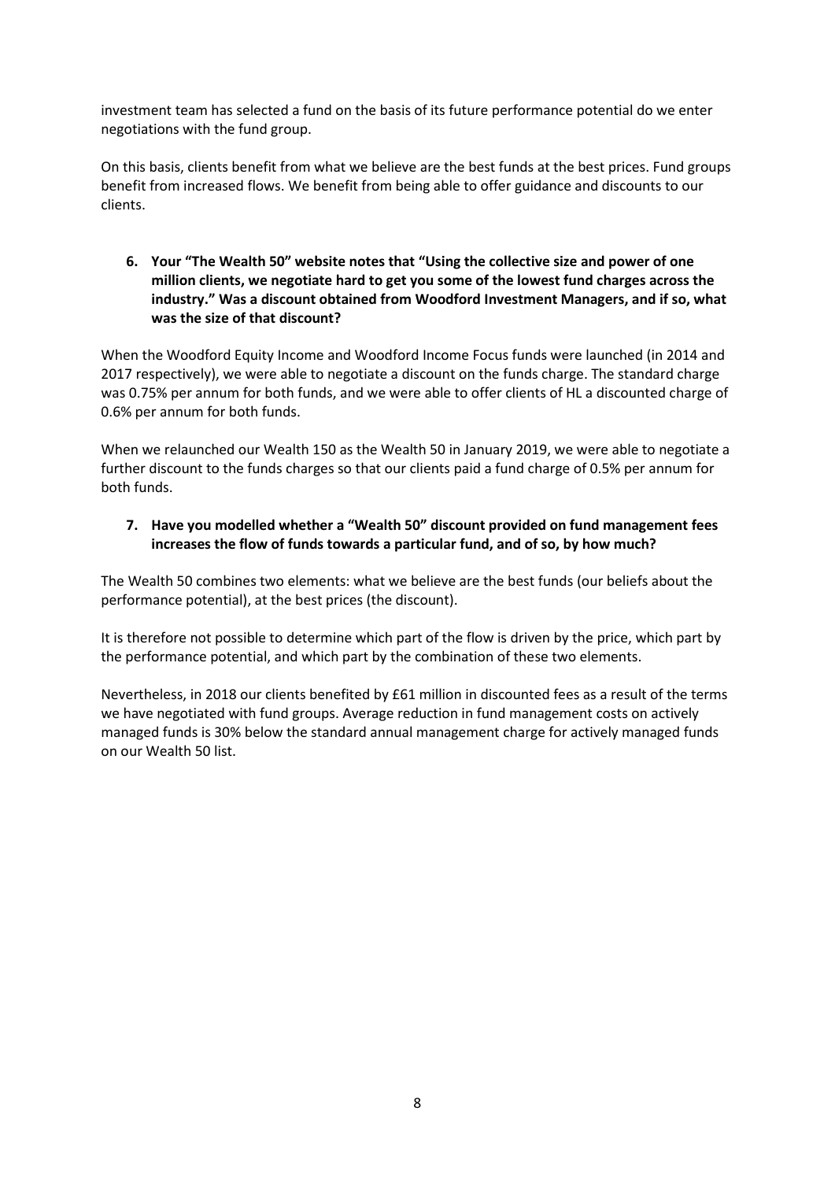investment team has selected a fund on the basis of its future performance potential do we enter negotiations with the fund group.

On this basis, clients benefit from what we believe are the best funds at the best prices. Fund groups benefit from increased flows. We benefit from being able to offer guidance and discounts to our clients.

6. **Your "The Wealth 50" website notes that "Using the collective size and power of one million clients, we negotiate hard to get you some of the lowest fund charges across the industry." Was a discount obtained from Woodford Investment Managers, and if so, what was the size of that discount?**

When the Woodford Equity Income and Woodford Income Focus funds were launched (in 2014 and 2017 respectively), we were able to negotiate a discount on the funds charge. The standard charge was 0.75% per annum for both funds, and we were able to offer clients of HL a discounted charge of 0.6% per annum for both funds.

When we relaunched our Wealth 150 as the Wealth 50 in January 2019, we were able to negotiate a further discount to the funds charges so that our clients paid a fund charge of 0.5% per annum for both funds.

7. **Have you modelled whether a "Wealth 50" discount provided on fund management fees increases the flow of funds towards a particular fund, and of so, by how much?**

The Wealth 50 combines two elements: what we believe are the best funds (our beliefs about the performance potential), at the best prices (the discount).

It is therefore not possible to determine which part of the flow is driven by the price, which part by the performance potential, and which part by the combination of these two elements.

Nevertheless, in 2018 our clients benefited by £61 million in discounted fees as a result of the terms we have negotiated with fund groups. Average reduction in fund management costs on actively managed funds is 30% below the standard annual management charge for actively managed funds on our Wealth 50 list.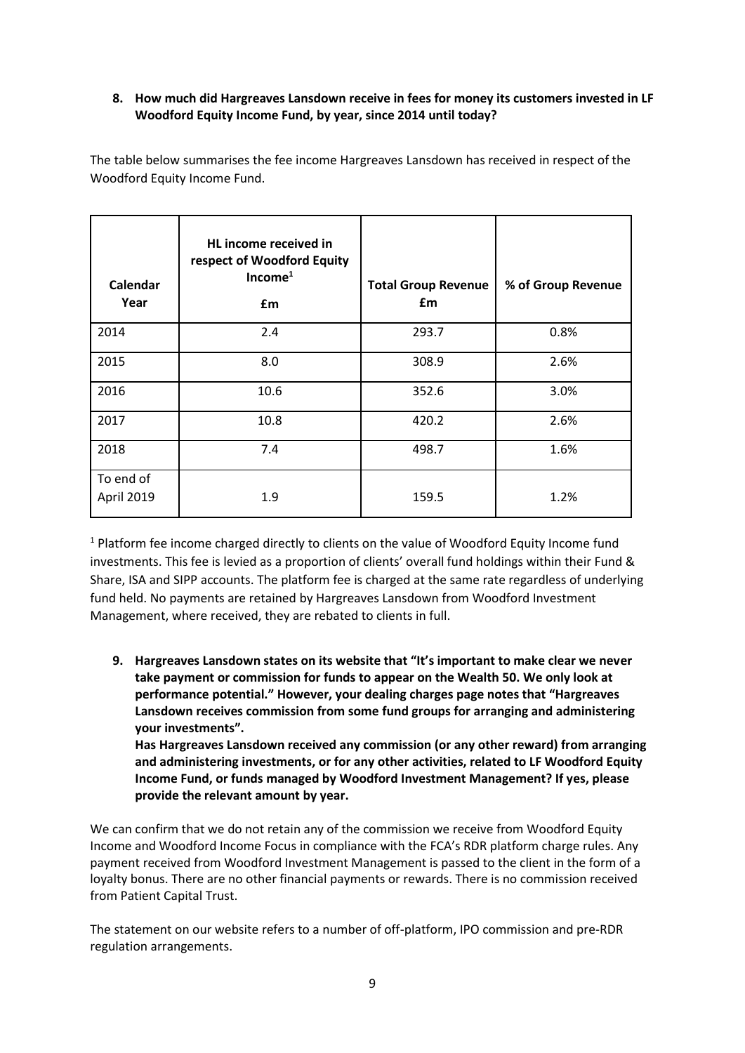**8. How much did Hargreaves Lansdown receive in fees for money its customers invested in LF Woodford Equity Income Fund, by year, since 2014 until today?**

The table below summarises the fee income Hargreaves Lansdown has received in respect of the Woodford Equity Income Fund.

| Calendar Year | HL income received in respect of Woodford Equity Income[1] £m | Total Group Revenue £m | % of Group Revenue |
|---|---|---|---|
| 2014 | 2.4 | 293.7 | 0.8% |
| 2015 | 8.0 | 308.9 | 2.6% |
| 2016 | 10.6 | 352.6 | 3.0% |
| 2017 | 10.8 | 420.2 | 2.6% |
| 2018 | 7.4 | 498.7 | 1.6% |
| To end of April 2019 | 1.9 | 159.5 | 1.2% |

[1] Platform fee income charged directly to clients on the value of Woodford Equity Income fund investments. This fee is levied as a proportion of clients' overall fund holdings within their Fund & Share, ISA and SIPP accounts. The platform fee is charged at the same rate regardless of underlying fund held. No payments are retained by Hargreaves Lansdown from Woodford Investment Management, where received, they are rebated to clients in full.

**9. Hargreaves Lansdown states on its website that "It's important to make clear we never take payment or commission for funds to appear on the Wealth 50. We only look at performance potential." However, your dealing charges page notes that "Hargreaves Lansdown receives commission from some fund groups for arranging and administering your investments".**
**Has Hargreaves Lansdown received any commission (or any other reward) from arranging and administering investments, or for any other activities, related to LF Woodford Equity Income Fund, or funds managed by Woodford Investment Management? If yes, please provide the relevant amount by year.**

We can confirm that we do not retain any of the commission we receive from Woodford Equity Income and Woodford Income Focus in compliance with the FCA's RDR platform charge rules. Any payment received from Woodford Investment Management is passed to the client in the form of a loyalty bonus. There are no other financial payments or rewards. There is no commission received from Patient Capital Trust.

The statement on our website refers to a number of off-platform, IPO commission and pre-RDR regulation arrangements.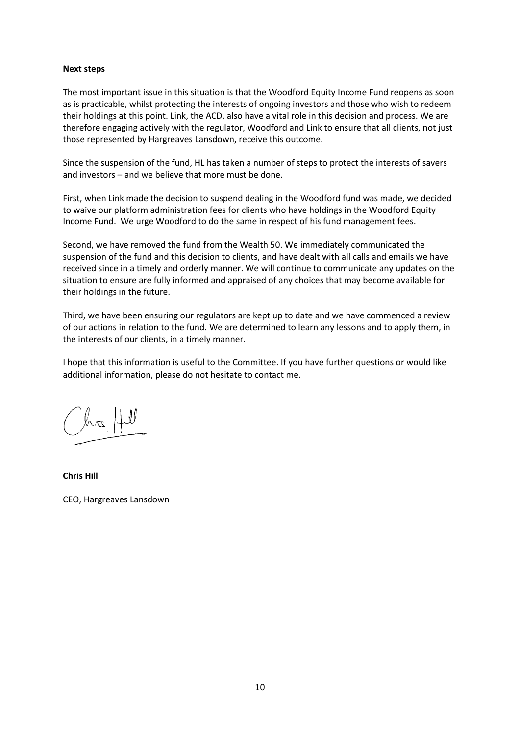**Next steps**

The most important issue in this situation is that the Woodford Equity Income Fund reopens as soon as is practicable, whilst protecting the interests of ongoing investors and those who wish to redeem their holdings at this point. Link, the ACD, also have a vital role in this decision and process. We are therefore engaging actively with the regulator, Woodford and Link to ensure that all clients, not just those represented by Hargreaves Lansdown, receive this outcome.

Since the suspension of the fund, HL has taken a number of steps to protect the interests of savers and investors – and we believe that more must be done.

First, when Link made the decision to suspend dealing in the Woodford fund was made, we decided to waive our platform administration fees for clients who have holdings in the Woodford Equity Income Fund. We urge Woodford to do the same in respect of his fund management fees.

Second, we have removed the fund from the Wealth 50. We immediately communicated the suspension of the fund and this decision to clients, and have dealt with all calls and emails we have received since in a timely and orderly manner. We will continue to communicate any updates on the situation to ensure are fully informed and appraised of any choices that may become available for their holdings in the future.

Third, we have been ensuring our regulators are kept up to date and we have commenced a review of our actions in relation to the fund. We are determined to learn any lessons and to apply them, in the interests of our clients, in a timely manner.

I hope that this information is useful to the Committee. If you have further questions or would like additional information, please do not hesitate to contact me.

**Chris Hill**

CEO, Hargreaves Lansdown